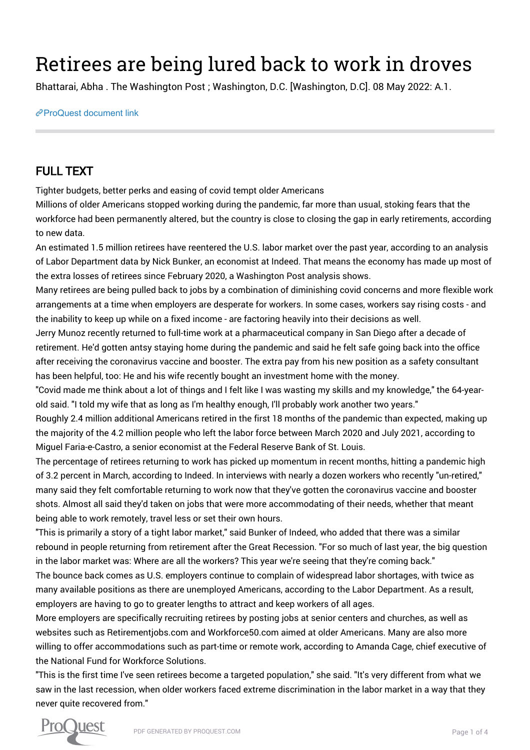# Retirees are being lured back to work in droves

Bhattarai, Abha . The Washington Post ; Washington, D.C. [Washington, D.C]. 08 May 2022: A.1.

ProQuest document link

## FULL TEXT

Tighter budgets, better perks and easing of covid tempt older Americans

Millions of older Americans stopped working during the pandemic, far more than usual, stoking fears that the workforce had been permanently altered, but the country is close to closing the gap in early retirements, according to new data.

An estimated 1.5 million retirees have reentered the U.S. labor market over the past year, according to an analysis of Labor Department data by Nick Bunker, an economist at Indeed. That means the economy has made up most of the extra losses of retirees since February 2020, a Washington Post analysis shows.

Many retirees are being pulled back to jobs by a combination of diminishing covid concerns and more flexible work arrangements at a time when employers are desperate for workers. In some cases, workers say rising costs - and the inability to keep up while on a fixed income - are factoring heavily into their decisions as well.

Jerry Munoz recently returned to full-time work at a pharmaceutical company in San Diego after a decade of retirement. He'd gotten antsy staying home during the pandemic and said he felt safe going back into the office after receiving the coronavirus vaccine and booster. The extra pay from his new position as a safety consultant has been helpful, too: He and his wife recently bought an investment home with the money.

"Covid made me think about a lot of things and I felt like I was wasting my skills and my knowledge," the 64-year-old said. "I told my wife that as long as I'm healthy enough, I'll probably work another two years."

Roughly 2.4 million additional Americans retired in the first 18 months of the pandemic than expected, making up the majority of the 4.2 million people who left the labor force between March 2020 and July 2021, according to Miguel Faria-e-Castro, a senior economist at the Federal Reserve Bank of St. Louis.

The percentage of retirees returning to work has picked up momentum in recent months, hitting a pandemic high of 3.2 percent in March, according to Indeed. In interviews with nearly a dozen workers who recently "un-retired," many said they felt comfortable returning to work now that they've gotten the coronavirus vaccine and booster shots. Almost all said they'd taken on jobs that were more accommodating of their needs, whether that meant being able to work remotely, travel less or set their own hours.

"This is primarily a story of a tight labor market," said Bunker of Indeed, who added that there was a similar rebound in people returning from retirement after the Great Recession. "For so much of last year, the big question in the labor market was: Where are all the workers? This year we're seeing that they're coming back."

The bounce back comes as U.S. employers continue to complain of widespread labor shortages, with twice as many available positions as there are unemployed Americans, according to the Labor Department. As a result, employers are having to go to greater lengths to attract and keep workers of all ages.

More employers are specifically recruiting retirees by posting jobs at senior centers and churches, as well as websites such as Retirementjobs.com and Workforce50.com aimed at older Americans. Many are also more willing to offer accommodations such as part-time or remote work, according to Amanda Cage, chief executive of the National Fund for Workforce Solutions.

"This is the first time I've seen retirees become a targeted population," she said. "It's very different from what we saw in the last recession, when older workers faced extreme discrimination in the labor market in a way that they never quite recovered from."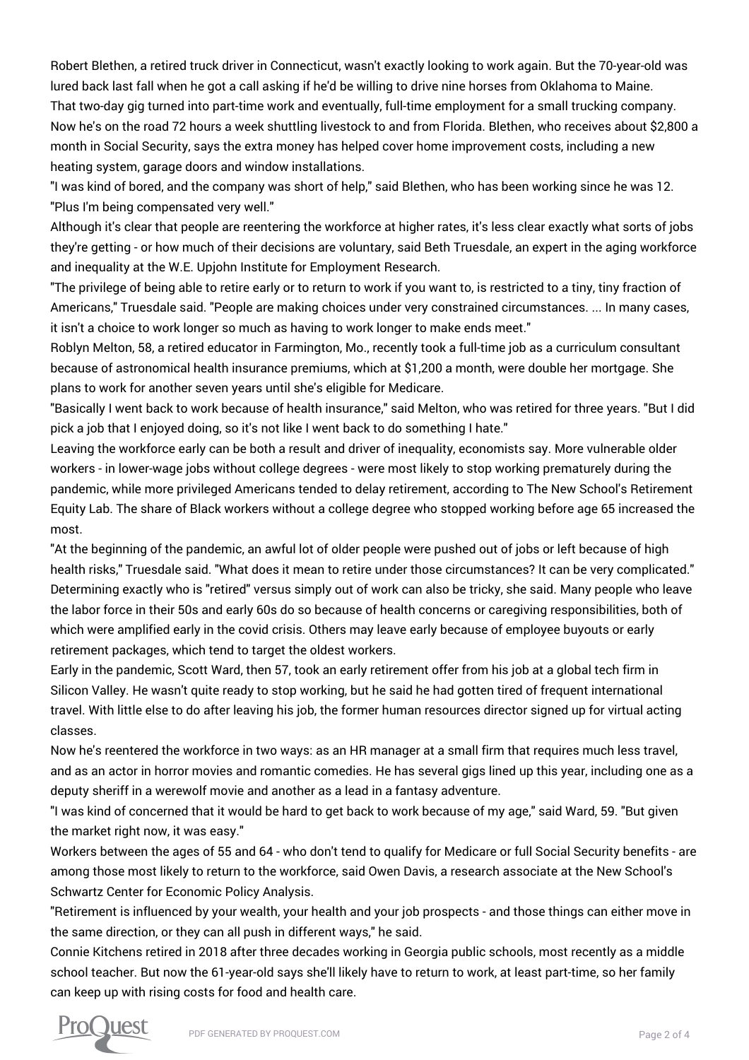Robert Blethen, a retired truck driver in Connecticut, wasn't exactly looking to work again. But the 70-year-old was lured back last fall when he got a call asking if he'd be willing to drive nine horses from Oklahoma to Maine.

That two-day gig turned into part-time work and eventually, full-time employment for a small trucking company. Now he's on the road 72 hours a week shuttling livestock to and from Florida. Blethen, who receives about $2,800 a month in Social Security, says the extra money has helped cover home improvement costs, including a new heating system, garage doors and window installations.

"I was kind of bored, and the company was short of help," said Blethen, who has been working since he was 12. "Plus I'm being compensated very well."

Although it's clear that people are reentering the workforce at higher rates, it's less clear exactly what sorts of jobs they're getting - or how much of their decisions are voluntary, said Beth Truesdale, an expert in the aging workforce and inequality at the W.E. Upjohn Institute for Employment Research.

"The privilege of being able to retire early or to return to work if you want to, is restricted to a tiny, tiny fraction of Americans," Truesdale said. "People are making choices under very constrained circumstances. ... In many cases, it isn't a choice to work longer so much as having to work longer to make ends meet."

Roblyn Melton, 58, a retired educator in Farmington, Mo., recently took a full-time job as a curriculum consultant because of astronomical health insurance premiums, which at $1,200 a month, were double her mortgage. She plans to work for another seven years until she's eligible for Medicare.

"Basically I went back to work because of health insurance," said Melton, who was retired for three years. "But I did pick a job that I enjoyed doing, so it's not like I went back to do something I hate."

Leaving the workforce early can be both a result and driver of inequality, economists say. More vulnerable older workers - in lower-wage jobs without college degrees - were most likely to stop working prematurely during the pandemic, while more privileged Americans tended to delay retirement, according to The New School's Retirement Equity Lab. The share of Black workers without a college degree who stopped working before age 65 increased the most.

"At the beginning of the pandemic, an awful lot of older people were pushed out of jobs or left because of high health risks," Truesdale said. "What does it mean to retire under those circumstances? It can be very complicated."

Determining exactly who is "retired" versus simply out of work can also be tricky, she said. Many people who leave the labor force in their 50s and early 60s do so because of health concerns or caregiving responsibilities, both of which were amplified early in the covid crisis. Others may leave early because of employee buyouts or early retirement packages, which tend to target the oldest workers.

Early in the pandemic, Scott Ward, then 57, took an early retirement offer from his job at a global tech firm in Silicon Valley. He wasn't quite ready to stop working, but he said he had gotten tired of frequent international travel. With little else to do after leaving his job, the former human resources director signed up for virtual acting classes.

Now he's reentered the workforce in two ways: as an HR manager at a small firm that requires much less travel, and as an actor in horror movies and romantic comedies. He has several gigs lined up this year, including one as a deputy sheriff in a werewolf movie and another as a lead in a fantasy adventure.

"I was kind of concerned that it would be hard to get back to work because of my age," said Ward, 59. "But given the market right now, it was easy."

Workers between the ages of 55 and 64 - who don't tend to qualify for Medicare or full Social Security benefits - are among those most likely to return to the workforce, said Owen Davis, a research associate at the New School's Schwartz Center for Economic Policy Analysis.

"Retirement is influenced by your wealth, your health and your job prospects - and those things can either move in the same direction, or they can all push in different ways," he said.

Connie Kitchens retired in 2018 after three decades working in Georgia public schools, most recently as a middle school teacher. But now the 61-year-old says she'll likely have to return to work, at least part-time, so her family can keep up with rising costs for food and health care.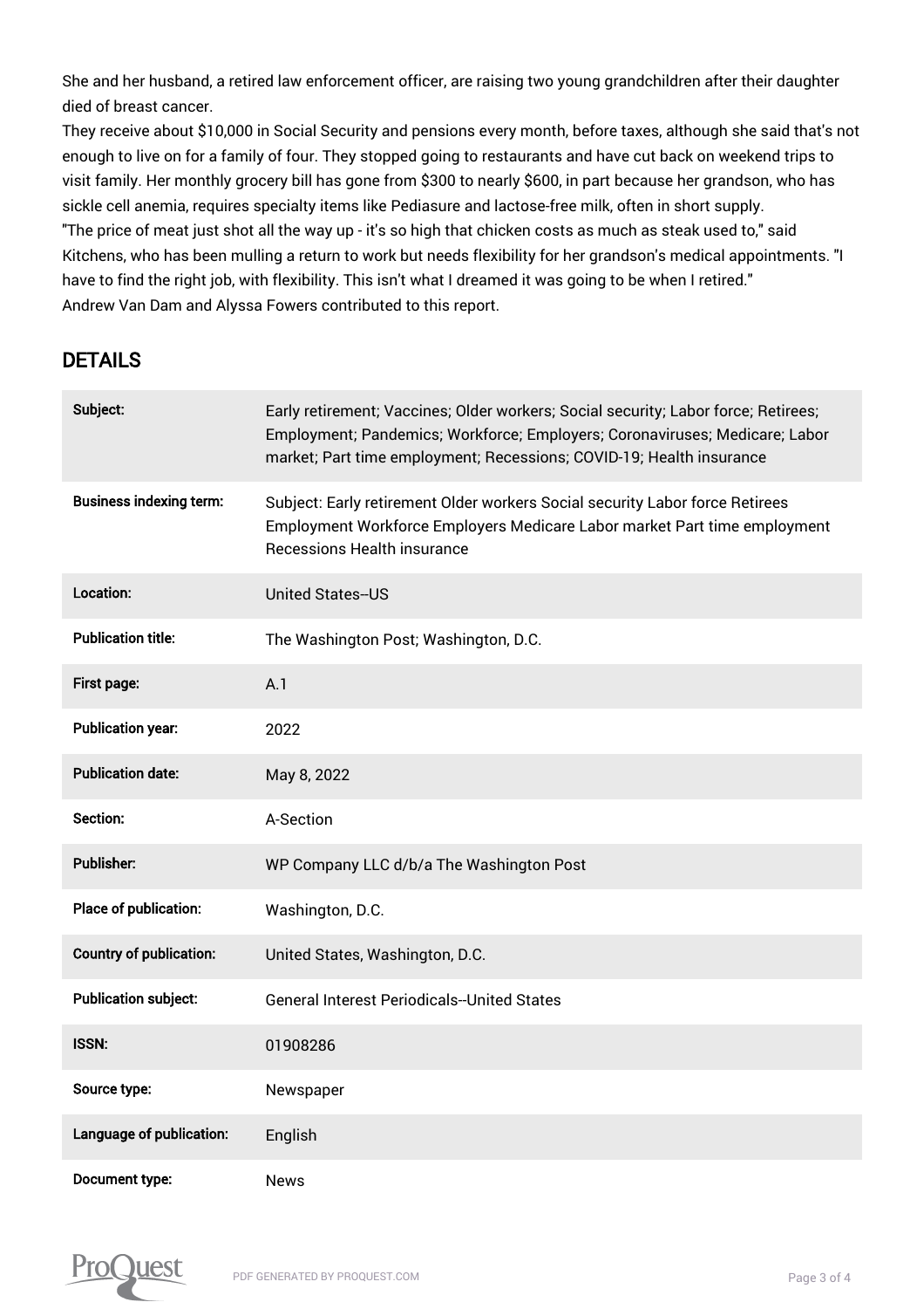She and her husband, a retired law enforcement officer, are raising two young grandchildren after their daughter died of breast cancer.

They receive about $10,000 in Social Security and pensions every month, before taxes, although she said that's not enough to live on for a family of four. They stopped going to restaurants and have cut back on weekend trips to visit family. Her monthly grocery bill has gone from $300 to nearly $600, in part because her grandson, who has sickle cell anemia, requires specialty items like Pediasure and lactose-free milk, often in short supply.

"The price of meat just shot all the way up - it's so high that chicken costs as much as steak used to," said Kitchens, who has been mulling a return to work but needs flexibility for her grandson's medical appointments. "I have to find the right job, with flexibility. This isn't what I dreamed it was going to be when I retired."

Andrew Van Dam and Alyssa Fowers contributed to this report.

## DETAILS

| | |
|---|---|
| **Subject:** | Early retirement; Vaccines; Older workers; Social security; Labor force; Retirees; Employment; Pandemics; Workforce; Employers; Coronaviruses; Medicare; Labor market; Part time employment; Recessions; COVID-19; Health insurance |
| **Business indexing term:** | Subject: Early retirement Older workers Social security Labor force Retirees Employment Workforce Employers Medicare Labor market Part time employment Recessions Health insurance |
| **Location:** | United States--US |
| **Publication title:** | The Washington Post; Washington, D.C. |
| **First page:** | A.1 |
| **Publication year:** | 2022 |
| **Publication date:** | May 8, 2022 |
| **Section:** | A-Section |
| **Publisher:** | WP Company LLC d/b/a The Washington Post |
| **Place of publication:** | Washington, D.C. |
| **Country of publication:** | United States, Washington, D.C. |
| **Publication subject:** | General Interest Periodicals--United States |
| **ISSN:** | 01908286 |
| **Source type:** | Newspaper |
| **Language of publication:** | English |
| **Document type:** | News |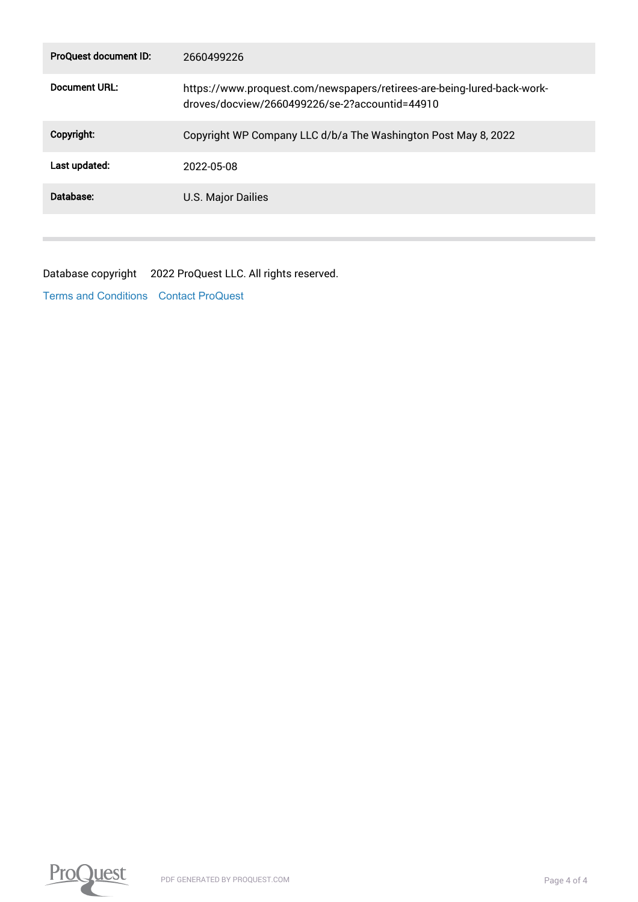| | |
| --- | --- |
| **ProQuest document ID:** | 2660499226 |
| **Document URL:** | https://www.proquest.com/newspapers/retirees-are-being-lured-back-work-droves/docview/2660499226/se-2?accountid=44910 |
| **Copyright:** | Copyright WP Company LLC d/b/a The Washington Post May 8, 2022 |
| **Last updated:** | 2022-05-08 |
| **Database:** | U.S. Major Dailies |

Database copyright 2022 ProQuest LLC. All rights reserved.

Terms and Conditions   Contact ProQuest